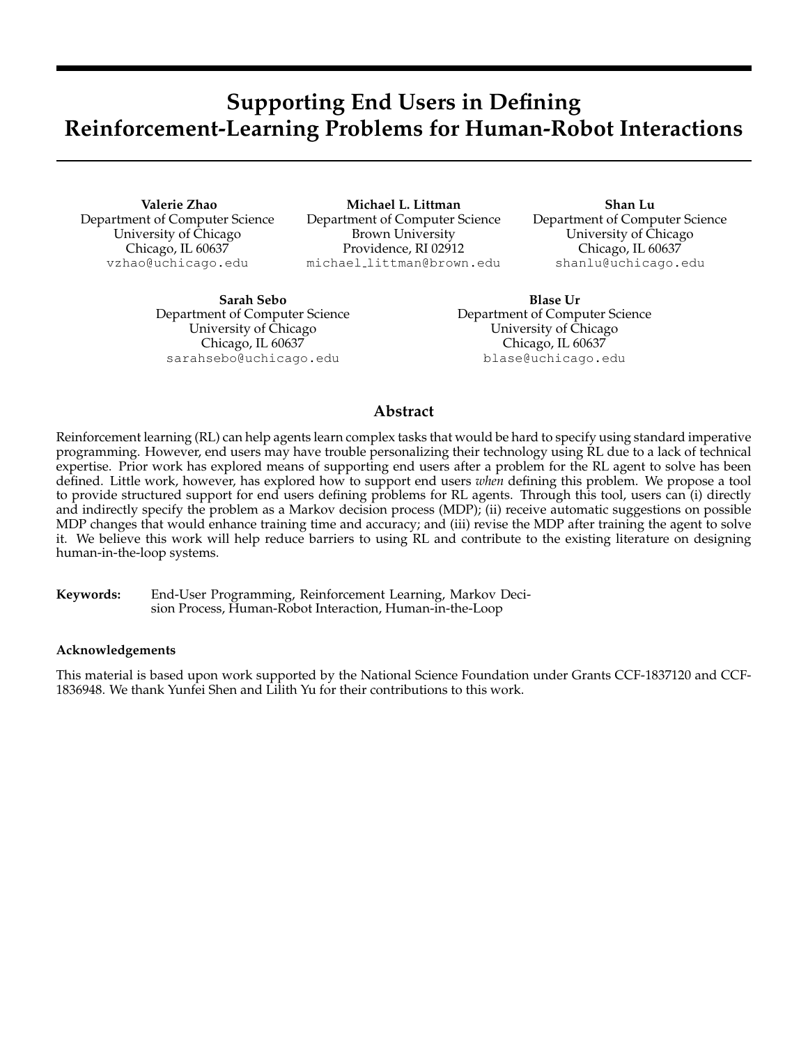# Supporting End Users in Defining Reinforcement-Learning Problems for Human-Robot Interactions

**Valerie Zhao**
Department of Computer Science
University of Chicago
Chicago, IL 60637
vzhao@uchicago.edu

**Michael L. Littman**
Department of Computer Science
Brown University
Providence, RI 02912
michael_littman@brown.edu

**Shan Lu**
Department of Computer Science
University of Chicago
Chicago, IL 60637
shanlu@uchicago.edu

**Sarah Sebo**
Department of Computer Science
University of Chicago
Chicago, IL 60637
sarahsebo@uchicago.edu

**Blase Ur**
Department of Computer Science
University of Chicago
Chicago, IL 60637
blase@uchicago.edu

## Abstract

Reinforcement learning (RL) can help agents learn complex tasks that would be hard to specify using standard imperative programming. However, end users may have trouble personalizing their technology using RL due to a lack of technical expertise. Prior work has explored means of supporting end users after a problem for the RL agent to solve has been defined. Little work, however, has explored how to support end users *when* defining this problem. We propose a tool to provide structured support for end users defining problems for RL agents. Through this tool, users can (i) directly and indirectly specify the problem as a Markov decision process (MDP); (ii) receive automatic suggestions on possible MDP changes that would enhance training time and accuracy; and (iii) revise the MDP after training the agent to solve it. We believe this work will help reduce barriers to using RL and contribute to the existing literature on designing human-in-the-loop systems.

**Keywords:** End-User Programming, Reinforcement Learning, Markov Decision Process, Human-Robot Interaction, Human-in-the-Loop

### Acknowledgements

This material is based upon work supported by the National Science Foundation under Grants CCF-1837120 and CCF-1836948. We thank Yunfei Shen and Lilith Yu for their contributions to this work.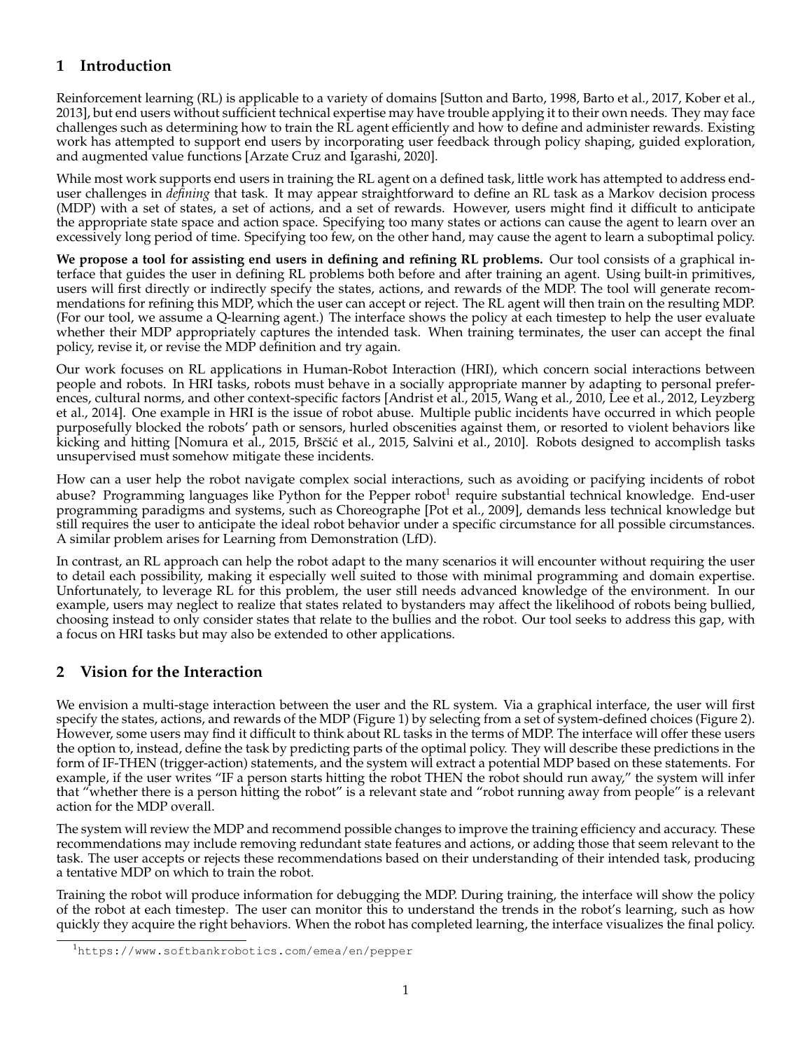## 1 Introduction

Reinforcement learning (RL) is applicable to a variety of domains [Sutton and Barto, 1998, Barto et al., 2017, Kober et al., 2013], but end users without sufficient technical expertise may have trouble applying it to their own needs. They may face challenges such as determining how to train the RL agent efficiently and how to define and administer rewards. Existing work has attempted to support end users by incorporating user feedback through policy shaping, guided exploration, and augmented value functions [Arzate Cruz and Igarashi, 2020].

While most work supports end users in training the RL agent on a defined task, little work has attempted to address end-user challenges in *defining* that task. It may appear straightforward to define an RL task as a Markov decision process (MDP) with a set of states, a set of actions, and a set of rewards. However, users might find it difficult to anticipate the appropriate state space and action space. Specifying too many states or actions can cause the agent to learn over an excessively long period of time. Specifying too few, on the other hand, may cause the agent to learn a suboptimal policy.

**We propose a tool for assisting end users in defining and refining RL problems.** Our tool consists of a graphical interface that guides the user in defining RL problems both before and after training an agent. Using built-in primitives, users will first directly or indirectly specify the states, actions, and rewards of the MDP. The tool will generate recommendations for refining this MDP, which the user can accept or reject. The RL agent will then train on the resulting MDP. (For our tool, we assume a Q-learning agent.) The interface shows the policy at each timestep to help the user evaluate whether their MDP appropriately captures the intended task. When training terminates, the user can accept the final policy, revise it, or revise the MDP definition and try again.

Our work focuses on RL applications in Human-Robot Interaction (HRI), which concern social interactions between people and robots. In HRI tasks, robots must behave in a socially appropriate manner by adapting to personal preferences, cultural norms, and other context-specific factors [Andrist et al., 2015, Wang et al., 2010, Lee et al., 2012, Leyzberg et al., 2014]. One example in HRI is the issue of robot abuse. Multiple public incidents have occurred in which people purposefully blocked the robots' path or sensors, hurled obscenities against them, or resorted to violent behaviors like kicking and hitting [Nomura et al., 2015, Brščić et al., 2015, Salvini et al., 2010]. Robots designed to accomplish tasks unsupervised must somehow mitigate these incidents.

How can a user help the robot navigate complex social interactions, such as avoiding or pacifying incidents of robot abuse? Programming languages like Python for the Pepper robot[1] require substantial technical knowledge. End-user programming paradigms and systems, such as Choreographe [Pot et al., 2009], demands less technical knowledge but still requires the user to anticipate the ideal robot behavior under a specific circumstance for all possible circumstances. A similar problem arises for Learning from Demonstration (LfD).

In contrast, an RL approach can help the robot adapt to the many scenarios it will encounter without requiring the user to detail each possibility, making it especially well suited to those with minimal programming and domain expertise. Unfortunately, to leverage RL for this problem, the user still needs advanced knowledge of the environment. In our example, users may neglect to realize that states related to bystanders may affect the likelihood of robots being bullied, choosing instead to only consider states that relate to the bullies and the robot. Our tool seeks to address this gap, with a focus on HRI tasks but may also be extended to other applications.

## 2 Vision for the Interaction

We envision a multi-stage interaction between the user and the RL system. Via a graphical interface, the user will first specify the states, actions, and rewards of the MDP (Figure 1) by selecting from a set of system-defined choices (Figure 2). However, some users may find it difficult to think about RL tasks in the terms of MDP. The interface will offer these users the option to, instead, define the task by predicting parts of the optimal policy. They will describe these predictions in the form of IF-THEN (trigger-action) statements, and the system will extract a potential MDP based on these statements. For example, if the user writes "IF a person starts hitting the robot THEN the robot should run away," the system will infer that "whether there is a person hitting the robot" is a relevant state and "robot running away from people" is a relevant action for the MDP overall.

The system will review the MDP and recommend possible changes to improve the training efficiency and accuracy. These recommendations may include removing redundant state features and actions, or adding those that seem relevant to the task. The user accepts or rejects these recommendations based on their understanding of their intended task, producing a tentative MDP on which to train the robot.

Training the robot will produce information for debugging the MDP. During training, the interface will show the policy of the robot at each timestep. The user can monitor this to understand the trends in the robot's learning, such as how quickly they acquire the right behaviors. When the robot has completed learning, the interface visualizes the final policy.

[1] https://www.softbankrobotics.com/emea/en/pepper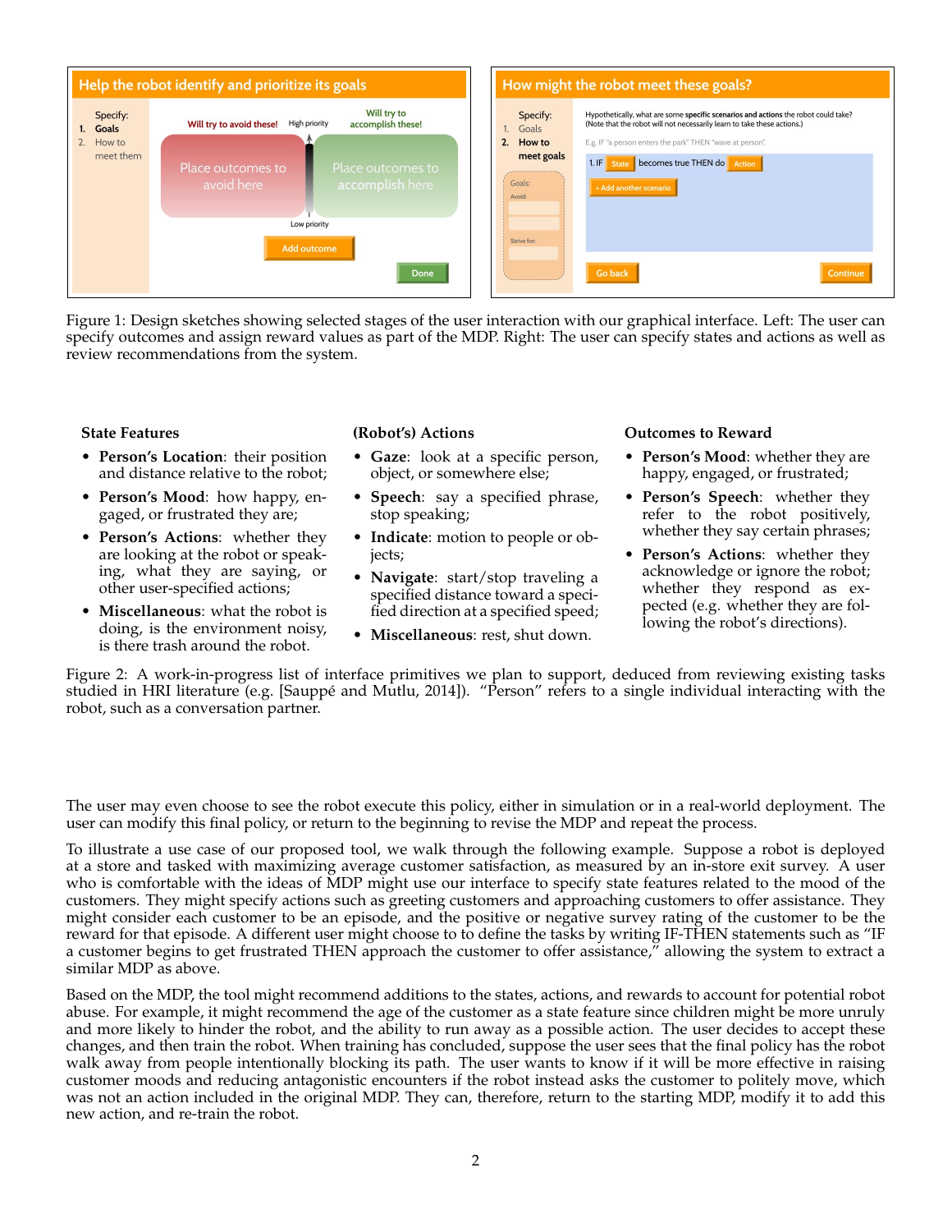Figure 1: Design sketches showing selected stages of the user interaction with our graphical interface. Left: The user can specify outcomes and assign reward values as part of the MDP. Right: The user can specify states and actions as well as review recommendations from the system.

**State Features**

- **Person's Location**: their position and distance relative to the robot;
- **Person's Mood**: how happy, engaged, or frustrated they are;
- **Person's Actions**: whether they are looking at the robot or speaking, what they are saying, or other user-specified actions;
- **Miscellaneous**: what the robot is doing, is the environment noisy, is there trash around the robot.

**(Robot's) Actions**

- **Gaze**: look at a specific person, object, or somewhere else;
- **Speech**: say a specified phrase, stop speaking;
- **Indicate**: motion to people or objects;
- **Navigate**: start/stop traveling a specified distance toward a specified direction at a specified speed;
- **Miscellaneous**: rest, shut down.

**Outcomes to Reward**

- **Person's Mood**: whether they are happy, engaged, or frustrated;
- **Person's Speech**: whether they refer to the robot positively, whether they say certain phrases;
- **Person's Actions**: whether they acknowledge or ignore the robot; whether they respond as expected (e.g. whether they are following the robot's directions).

Figure 2: A work-in-progress list of interface primitives we plan to support, deduced from reviewing existing tasks studied in HRI literature (e.g. [Sauppé and Mutlu, 2014]). "Person" refers to a single individual interacting with the robot, such as a conversation partner.

The user may even choose to see the robot execute this policy, either in simulation or in a real-world deployment. The user can modify this final policy, or return to the beginning to revise the MDP and repeat the process.

To illustrate a use case of our proposed tool, we walk through the following example. Suppose a robot is deployed at a store and tasked with maximizing average customer satisfaction, as measured by an in-store exit survey. A user who is comfortable with the ideas of MDP might use our interface to specify state features related to the mood of the customers. They might specify actions such as greeting customers and approaching customers to offer assistance. They might consider each customer to be an episode, and the positive or negative survey rating of the customer to be the reward for that episode. A different user might choose to to define the tasks by writing IF-THEN statements such as "IF a customer begins to get frustrated THEN approach the customer to offer assistance," allowing the system to extract a similar MDP as above.

Based on the MDP, the tool might recommend additions to the states, actions, and rewards to account for potential robot abuse. For example, it might recommend the age of the customer as a state feature since children might be more unruly and more likely to hinder the robot, and the ability to run away as a possible action. The user decides to accept these changes, and then train the robot. When training has concluded, suppose the user sees that the final policy has the robot walk away from people intentionally blocking its path. The user wants to know if it will be more effective in raising customer moods and reducing antagonistic encounters if the robot instead asks the customer to politely move, which was not an action included in the original MDP. They can, therefore, return to the starting MDP, modify it to add this new action, and re-train the robot.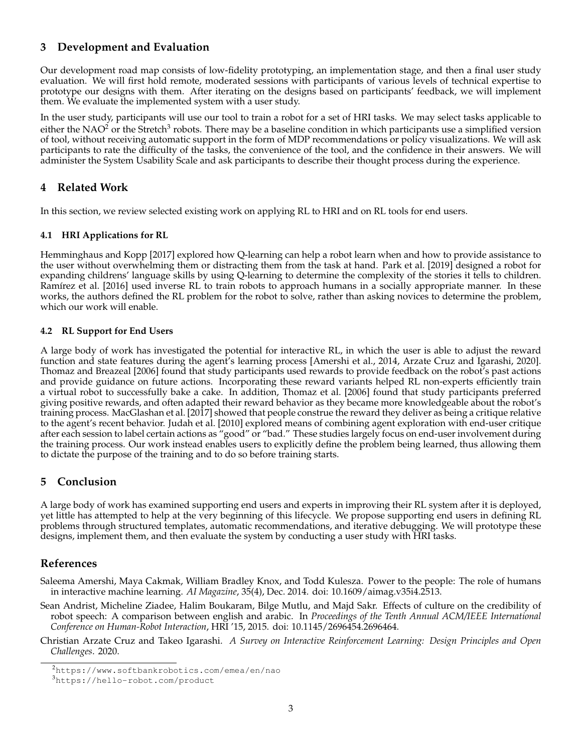## 3 Development and Evaluation

Our development road map consists of low-fidelity prototyping, an implementation stage, and then a final user study evaluation. We will first hold remote, moderated sessions with participants of various levels of technical expertise to prototype our designs with them. After iterating on the designs based on participants' feedback, we will implement them. We evaluate the implemented system with a user study.

In the user study, participants will use our tool to train a robot for a set of HRI tasks. We may select tasks applicable to either the NAO[2] or the Stretch[3] robots. There may be a baseline condition in which participants use a simplified version of tool, without receiving automatic support in the form of MDP recommendations or policy visualizations. We will ask participants to rate the difficulty of the tasks, the convenience of the tool, and the confidence in their answers. We will administer the System Usability Scale and ask participants to describe their thought process during the experience.

## 4 Related Work

In this section, we review selected existing work on applying RL to HRI and on RL tools for end users.

### 4.1 HRI Applications for RL

Hemminghaus and Kopp [2017] explored how Q-learning can help a robot learn when and how to provide assistance to the user without overwhelming them or distracting them from the task at hand. Park et al. [2019] designed a robot for expanding childrens' language skills by using Q-learning to determine the complexity of the stories it tells to children. Ramírez et al. [2016] used inverse RL to train robots to approach humans in a socially appropriate manner. In these works, the authors defined the RL problem for the robot to solve, rather than asking novices to determine the problem, which our work will enable.

### 4.2 RL Support for End Users

A large body of work has investigated the potential for interactive RL, in which the user is able to adjust the reward function and state features during the agent's learning process [Amershi et al., 2014, Arzate Cruz and Igarashi, 2020]. Thomaz and Breazeal [2006] found that study participants used rewards to provide feedback on the robot's past actions and provide guidance on future actions. Incorporating these reward variants helped RL non-experts efficiently train a virtual robot to successfully bake a cake. In addition, Thomaz et al. [2006] found that study participants preferred giving positive rewards, and often adapted their reward behavior as they became more knowledgeable about the robot's training process. MacGlashan et al. [2017] showed that people construe the reward they deliver as being a critique relative to the agent's recent behavior. Judah et al. [2010] explored means of combining agent exploration with end-user critique after each session to label certain actions as "good" or "bad." These studies largely focus on end-user involvement during the training process. Our work instead enables users to explicitly define the problem being learned, thus allowing them to dictate the purpose of the training and to do so before training starts.

## 5 Conclusion

A large body of work has examined supporting end users and experts in improving their RL system after it is deployed, yet little has attempted to help at the very beginning of this lifecycle. We propose supporting end users in defining RL problems through structured templates, automatic recommendations, and iterative debugging. We will prototype these designs, implement them, and then evaluate the system by conducting a user study with HRI tasks.

## References

Saleema Amershi, Maya Cakmak, William Bradley Knox, and Todd Kulesza. Power to the people: The role of humans in interactive machine learning. *AI Magazine*, 35(4), Dec. 2014. doi: 10.1609/aimag.v35i4.2513.

Sean Andrist, Micheline Ziadee, Halim Boukaram, Bilge Mutlu, and Majd Sakr. Effects of culture on the credibility of robot speech: A comparison between english and arabic. In *Proceedings of the Tenth Annual ACM/IEEE International Conference on Human-Robot Interaction*, HRI '15, 2015. doi: 10.1145/2696454.2696464.

Christian Arzate Cruz and Takeo Igarashi. *A Survey on Interactive Reinforcement Learning: Design Principles and Open Challenges*. 2020.

[2] https://www.softbankrobotics.com/emea/en/nao

[3] https://hello-robot.com/product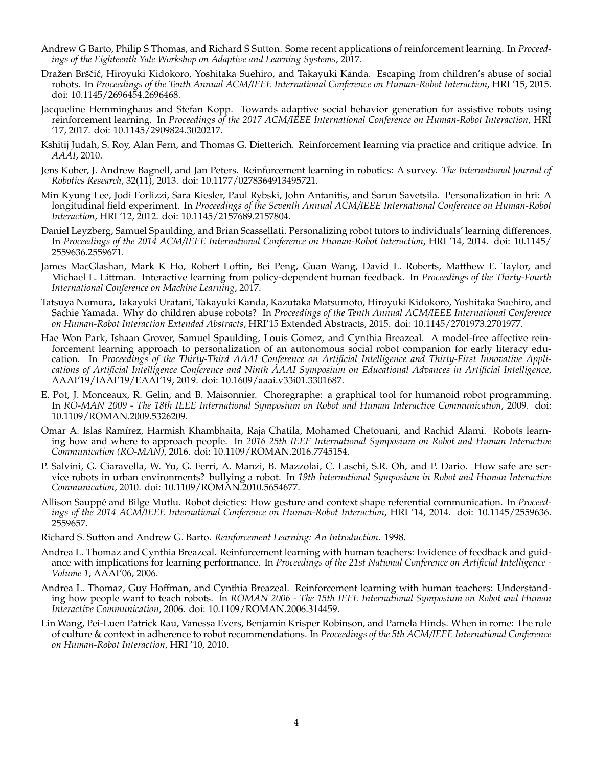Andrew G Barto, Philip S Thomas, and Richard S Sutton. Some recent applications of reinforcement learning. In *Proceedings of the Eighteenth Yale Workshop on Adaptive and Learning Systems*, 2017.

Dražen Brščić, Hiroyuki Kidokoro, Yoshitaka Suehiro, and Takayuki Kanda. Escaping from children's abuse of social robots. In *Proceedings of the Tenth Annual ACM/IEEE International Conference on Human-Robot Interaction*, HRI '15, 2015. doi: 10.1145/2696454.2696468.

Jacqueline Hemminghaus and Stefan Kopp. Towards adaptive social behavior generation for assistive robots using reinforcement learning. In *Proceedings of the 2017 ACM/IEEE International Conference on Human-Robot Interaction*, HRI '17, 2017. doi: 10.1145/2909824.3020217.

Kshitij Judah, S. Roy, Alan Fern, and Thomas G. Dietterich. Reinforcement learning via practice and critique advice. In *AAAI*, 2010.

Jens Kober, J. Andrew Bagnell, and Jan Peters. Reinforcement learning in robotics: A survey. *The International Journal of Robotics Research*, 32(11), 2013. doi: 10.1177/0278364913495721.

Min Kyung Lee, Jodi Forlizzi, Sara Kiesler, Paul Rybski, John Antanitis, and Sarun Savetsila. Personalization in hri: A longitudinal field experiment. In *Proceedings of the Seventh Annual ACM/IEEE International Conference on Human-Robot Interaction*, HRI '12, 2012. doi: 10.1145/2157689.2157804.

Daniel Leyzberg, Samuel Spaulding, and Brian Scassellati. Personalizing robot tutors to individuals' learning differences. In *Proceedings of the 2014 ACM/IEEE International Conference on Human-Robot Interaction*, HRI '14, 2014. doi: 10.1145/2559636.2559671.

James MacGlashan, Mark K Ho, Robert Loftin, Bei Peng, Guan Wang, David L. Roberts, Matthew E. Taylor, and Michael L. Littman. Interactive learning from policy-dependent human feedback. In *Proceedings of the Thirty-Fourth International Conference on Machine Learning*, 2017.

Tatsuya Nomura, Takayuki Uratani, Takayuki Kanda, Kazutaka Matsumoto, Hiroyuki Kidokoro, Yoshitaka Suehiro, and Sachie Yamada. Why do children abuse robots? In *Proceedings of the Tenth Annual ACM/IEEE International Conference on Human-Robot Interaction Extended Abstracts*, HRI'15 Extended Abstracts, 2015. doi: 10.1145/2701973.2701977.

Hae Won Park, Ishaan Grover, Samuel Spaulding, Louis Gomez, and Cynthia Breazeal. A model-free affective reinforcement learning approach to personalization of an autonomous social robot companion for early literacy education. In *Proceedings of the Thirty-Third AAAI Conference on Artificial Intelligence and Thirty-First Innovative Applications of Artificial Intelligence Conference and Ninth AAAI Symposium on Educational Advances in Artificial Intelligence*, AAAI'19/IAAI'19/EAAI'19, 2019. doi: 10.1609/aaai.v33i01.3301687.

E. Pot, J. Monceaux, R. Gelin, and B. Maisonnier. Choregraphe: a graphical tool for humanoid robot programming. In *RO-MAN 2009 - The 18th IEEE International Symposium on Robot and Human Interactive Communication*, 2009. doi: 10.1109/ROMAN.2009.5326209.

Omar A. Islas Ramírez, Harmish Khambhaita, Raja Chatila, Mohamed Chetouani, and Rachid Alami. Robots learning how and where to approach people. In *2016 25th IEEE International Symposium on Robot and Human Interactive Communication (RO-MAN)*, 2016. doi: 10.1109/ROMAN.2016.7745154.

P. Salvini, G. Ciaravella, W. Yu, G. Ferri, A. Manzi, B. Mazzolai, C. Laschi, S.R. Oh, and P. Dario. How safe are service robots in urban environments? bullying a robot. In *19th International Symposium in Robot and Human Interactive Communication*, 2010. doi: 10.1109/ROMAN.2010.5654677.

Allison Sauppé and Bilge Mutlu. Robot deictics: How gesture and context shape referential communication. In *Proceedings of the 2014 ACM/IEEE International Conference on Human-Robot Interaction*, HRI '14, 2014. doi: 10.1145/2559636.2559657.

Richard S. Sutton and Andrew G. Barto. *Reinforcement Learning: An Introduction*. 1998.

Andrea L. Thomaz and Cynthia Breazeal. Reinforcement learning with human teachers: Evidence of feedback and guidance with implications for learning performance. In *Proceedings of the 21st National Conference on Artificial Intelligence - Volume 1*, AAAI'06, 2006.

Andrea L. Thomaz, Guy Hoffman, and Cynthia Breazeal. Reinforcement learning with human teachers: Understanding how people want to teach robots. In *ROMAN 2006 - The 15th IEEE International Symposium on Robot and Human Interactive Communication*, 2006. doi: 10.1109/ROMAN.2006.314459.

Lin Wang, Pei-Luen Patrick Rau, Vanessa Evers, Benjamin Krisper Robinson, and Pamela Hinds. When in rome: The role of culture & context in adherence to robot recommendations. In *Proceedings of the 5th ACM/IEEE International Conference on Human-Robot Interaction*, HRI '10, 2010.